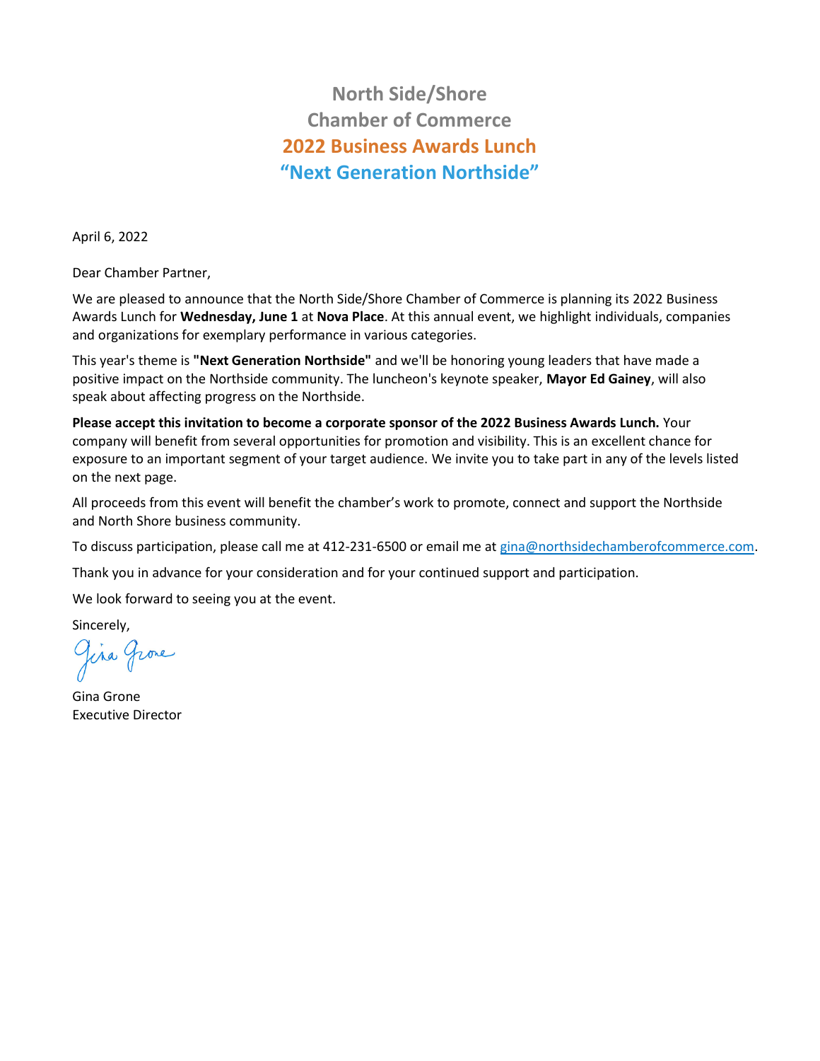# North Side/Shore
# Chamber of Commerce
## 2022 Business Awards Lunch
## "Next Generation Northside"

April 6, 2022

Dear Chamber Partner,

We are pleased to announce that the North Side/Shore Chamber of Commerce is planning its 2022 Business Awards Lunch for **Wednesday, June 1** at **Nova Place**. At this annual event, we highlight individuals, companies and organizations for exemplary performance in various categories.

This year's theme is **"Next Generation Northside"** and we'll be honoring young leaders that have made a positive impact on the Northside community. The luncheon's keynote speaker, **Mayor Ed Gainey**, will also speak about affecting progress on the Northside.

**Please accept this invitation to become a corporate sponsor of the 2022 Business Awards Lunch.** Your company will benefit from several opportunities for promotion and visibility. This is an excellent chance for exposure to an important segment of your target audience. We invite you to take part in any of the levels listed on the next page.

All proceeds from this event will benefit the chamber's work to promote, connect and support the Northside and North Shore business community.

To discuss participation, please call me at 412-231-6500 or email me at gina@northsidechamberofcommerce.com.

Thank you in advance for your consideration and for your continued support and participation.

We look forward to seeing you at the event.

Sincerely,

Gina Grone

Gina Grone
Executive Director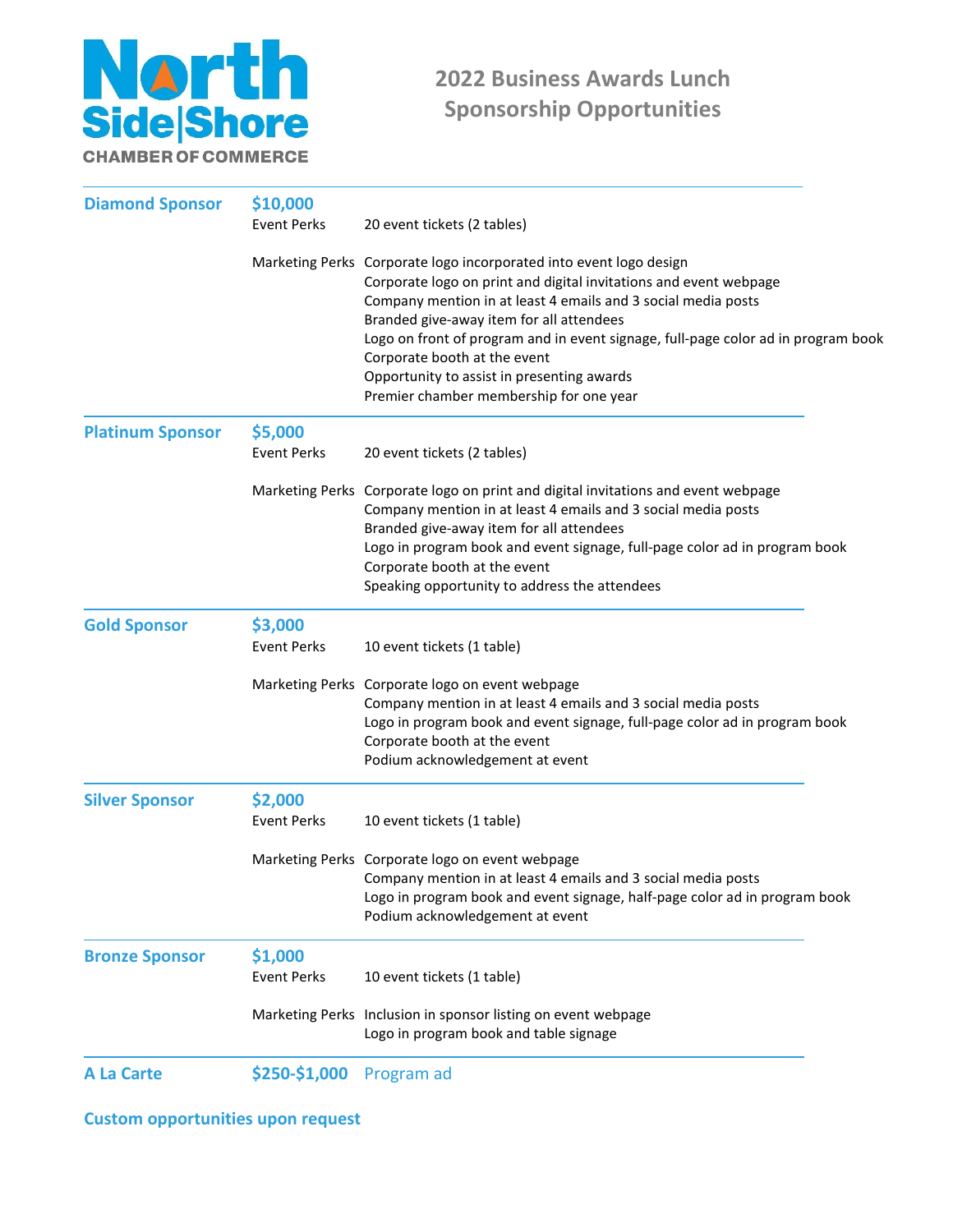North Side|Shore
CHAMBER OF COMMERCE

# 2022 Business Awards Lunch Sponsorship Opportunities

## Diamond Sponsor — $10,000

**Event Perks**
- 20 event tickets (2 tables)

**Marketing Perks**
- Corporate logo incorporated into event logo design
- Corporate logo on print and digital invitations and event webpage
- Company mention in at least 4 emails and 3 social media posts
- Branded give-away item for all attendees
- Logo on front of program and in event signage, full-page color ad in program book
- Corporate booth at the event
- Opportunity to assist in presenting awards
- Premier chamber membership for one year

## Platinum Sponsor — $5,000

**Event Perks**
- 20 event tickets (2 tables)

**Marketing Perks**
- Corporate logo on print and digital invitations and event webpage
- Company mention in at least 4 emails and 3 social media posts
- Branded give-away item for all attendees
- Logo in program book and event signage, full-page color ad in program book
- Corporate booth at the event
- Speaking opportunity to address the attendees

## Gold Sponsor — $3,000

**Event Perks**
- 10 event tickets (1 table)

**Marketing Perks**
- Corporate logo on event webpage
- Company mention in at least 4 emails and 3 social media posts
- Logo in program book and event signage, full-page color ad in program book
- Corporate booth at the event
- Podium acknowledgement at event

## Silver Sponsor — $2,000

**Event Perks**
- 10 event tickets (1 table)

**Marketing Perks**
- Corporate logo on event webpage
- Company mention in at least 4 emails and 3 social media posts
- Logo in program book and event signage, half-page color ad in program book
- Podium acknowledgement at event

## Bronze Sponsor — $1,000

**Event Perks**
- 10 event tickets (1 table)

**Marketing Perks**
- Inclusion in sponsor listing on event webpage
- Logo in program book and table signage

## A La Carte — $250-$1,000

Program ad

**Custom opportunities upon request**